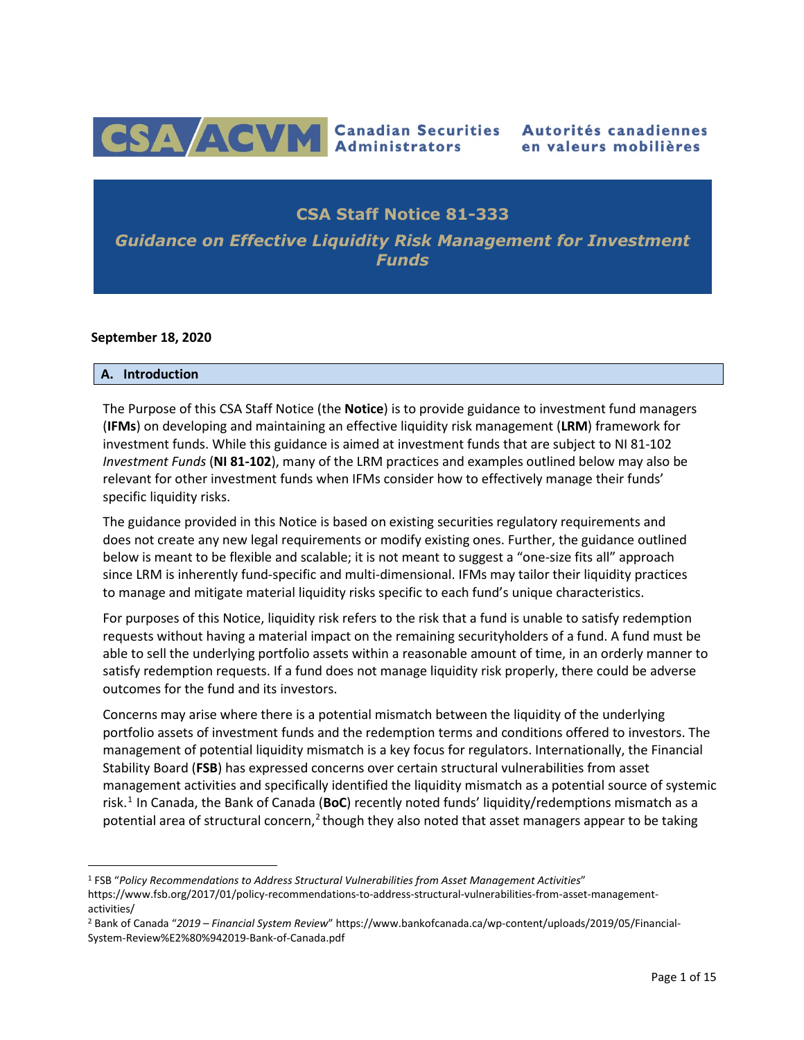Canadian Securities Administrators | Autorités canadiennes en valeurs mobilières

# CSA Staff Notice 81-333

## *Guidance on Effective Liquidity Risk Management for Investment Funds*

**September 18, 2020**

### A. Introduction

The Purpose of this CSA Staff Notice (the **Notice**) is to provide guidance to investment fund managers (**IFMs**) on developing and maintaining an effective liquidity risk management (**LRM**) framework for investment funds. While this guidance is aimed at investment funds that are subject to NI 81-102 *Investment Funds* (**NI 81-102**), many of the LRM practices and examples outlined below may also be relevant for other investment funds when IFMs consider how to effectively manage their funds' specific liquidity risks.

The guidance provided in this Notice is based on existing securities regulatory requirements and does not create any new legal requirements or modify existing ones. Further, the guidance outlined below is meant to be flexible and scalable; it is not meant to suggest a "one-size fits all" approach since LRM is inherently fund-specific and multi-dimensional. IFMs may tailor their liquidity practices to manage and mitigate material liquidity risks specific to each fund's unique characteristics.

For purposes of this Notice, liquidity risk refers to the risk that a fund is unable to satisfy redemption requests without having a material impact on the remaining securityholders of a fund. A fund must be able to sell the underlying portfolio assets within a reasonable amount of time, in an orderly manner to satisfy redemption requests. If a fund does not manage liquidity risk properly, there could be adverse outcomes for the fund and its investors.

Concerns may arise where there is a potential mismatch between the liquidity of the underlying portfolio assets of investment funds and the redemption terms and conditions offered to investors. The management of potential liquidity mismatch is a key focus for regulators. Internationally, the Financial Stability Board (**FSB**) has expressed concerns over certain structural vulnerabilities from asset management activities and specifically identified the liquidity mismatch as a potential source of systemic risk.[1] In Canada, the Bank of Canada (**BoC**) recently noted funds' liquidity/redemptions mismatch as a potential area of structural concern,[2] though they also noted that asset managers appear to be taking

---

[1] FSB "*Policy Recommendations to Address Structural Vulnerabilities from Asset Management Activities*" https://www.fsb.org/2017/01/policy-recommendations-to-address-structural-vulnerabilities-from-asset-management-activities/

[2] Bank of Canada "*2019 – Financial System Review*" https://www.bankofcanada.ca/wp-content/uploads/2019/05/Financial-System-Review%E2%80%942019-Bank-of-Canada.pdf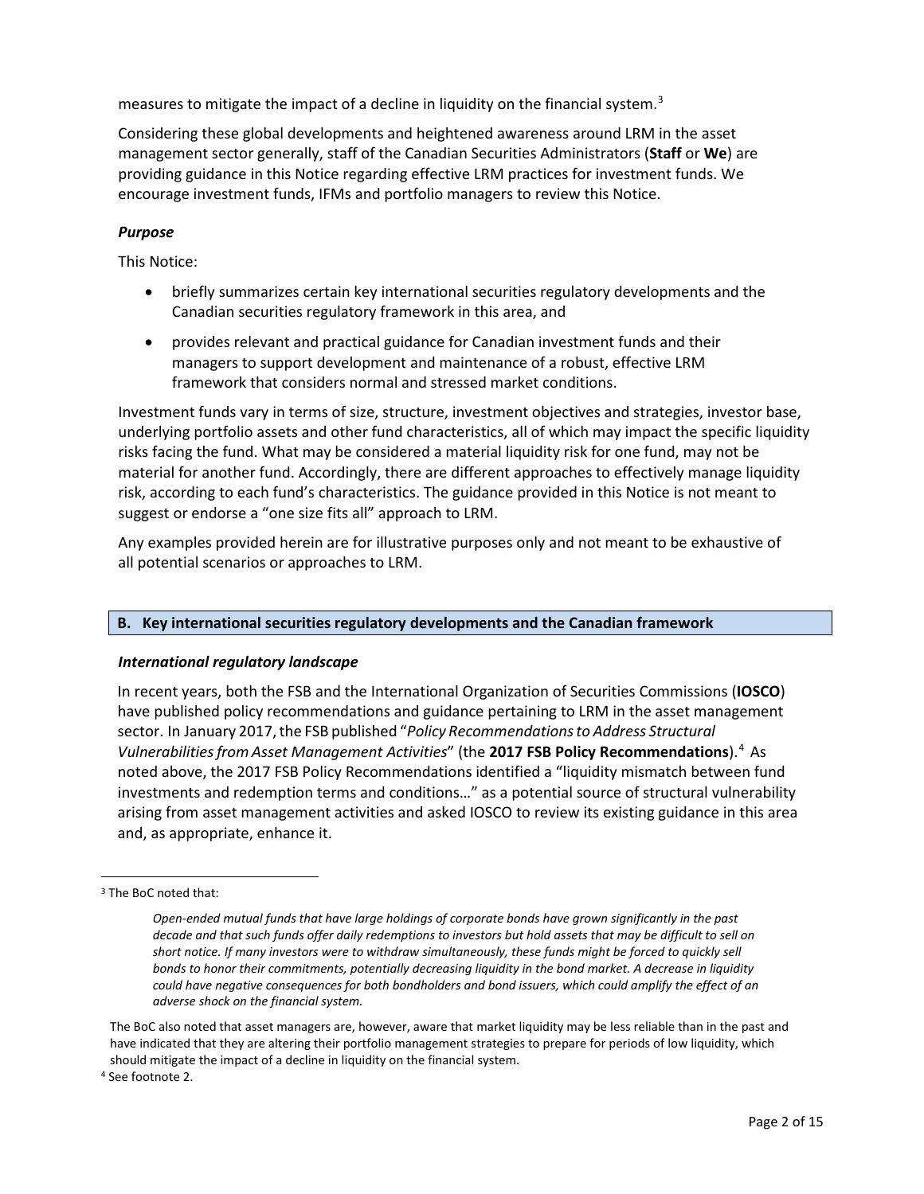measures to mitigate the impact of a decline in liquidity on the financial system.[3]

Considering these global developments and heightened awareness around LRM in the asset management sector generally, staff of the Canadian Securities Administrators (**Staff** or **We**) are providing guidance in this Notice regarding effective LRM practices for investment funds. We encourage investment funds, IFMs and portfolio managers to review this Notice.

### *Purpose*

This Notice:

- briefly summarizes certain key international securities regulatory developments and the Canadian securities regulatory framework in this area, and
- provides relevant and practical guidance for Canadian investment funds and their managers to support development and maintenance of a robust, effective LRM framework that considers normal and stressed market conditions.

Investment funds vary in terms of size, structure, investment objectives and strategies, investor base, underlying portfolio assets and other fund characteristics, all of which may impact the specific liquidity risks facing the fund. What may be considered a material liquidity risk for one fund, may not be material for another fund. Accordingly, there are different approaches to effectively manage liquidity risk, according to each fund's characteristics. The guidance provided in this Notice is not meant to suggest or endorse a "one size fits all" approach to LRM.

Any examples provided herein are for illustrative purposes only and not meant to be exhaustive of all potential scenarios or approaches to LRM.

## B. Key international securities regulatory developments and the Canadian framework

### *International regulatory landscape*

In recent years, both the FSB and the International Organization of Securities Commissions (**IOSCO**) have published policy recommendations and guidance pertaining to LRM in the asset management sector. In January 2017, the FSB published "*Policy Recommendations to Address Structural Vulnerabilities from Asset Management Activities*" (the **2017 FSB Policy Recommendations**).[4] As noted above, the 2017 FSB Policy Recommendations identified a "liquidity mismatch between fund investments and redemption terms and conditions…" as a potential source of structural vulnerability arising from asset management activities and asked IOSCO to review its existing guidance in this area and, as appropriate, enhance it.

---

[3] The BoC noted that:

> *Open-ended mutual funds that have large holdings of corporate bonds have grown significantly in the past decade and that such funds offer daily redemptions to investors but hold assets that may be difficult to sell on short notice. If many investors were to withdraw simultaneously, these funds might be forced to quickly sell bonds to honor their commitments, potentially decreasing liquidity in the bond market. A decrease in liquidity could have negative consequences for both bondholders and bond issuers, which could amplify the effect of an adverse shock on the financial system.*

The BoC also noted that asset managers are, however, aware that market liquidity may be less reliable than in the past and have indicated that they are altering their portfolio management strategies to prepare for periods of low liquidity, which should mitigate the impact of a decline in liquidity on the financial system.

[4] See footnote 2.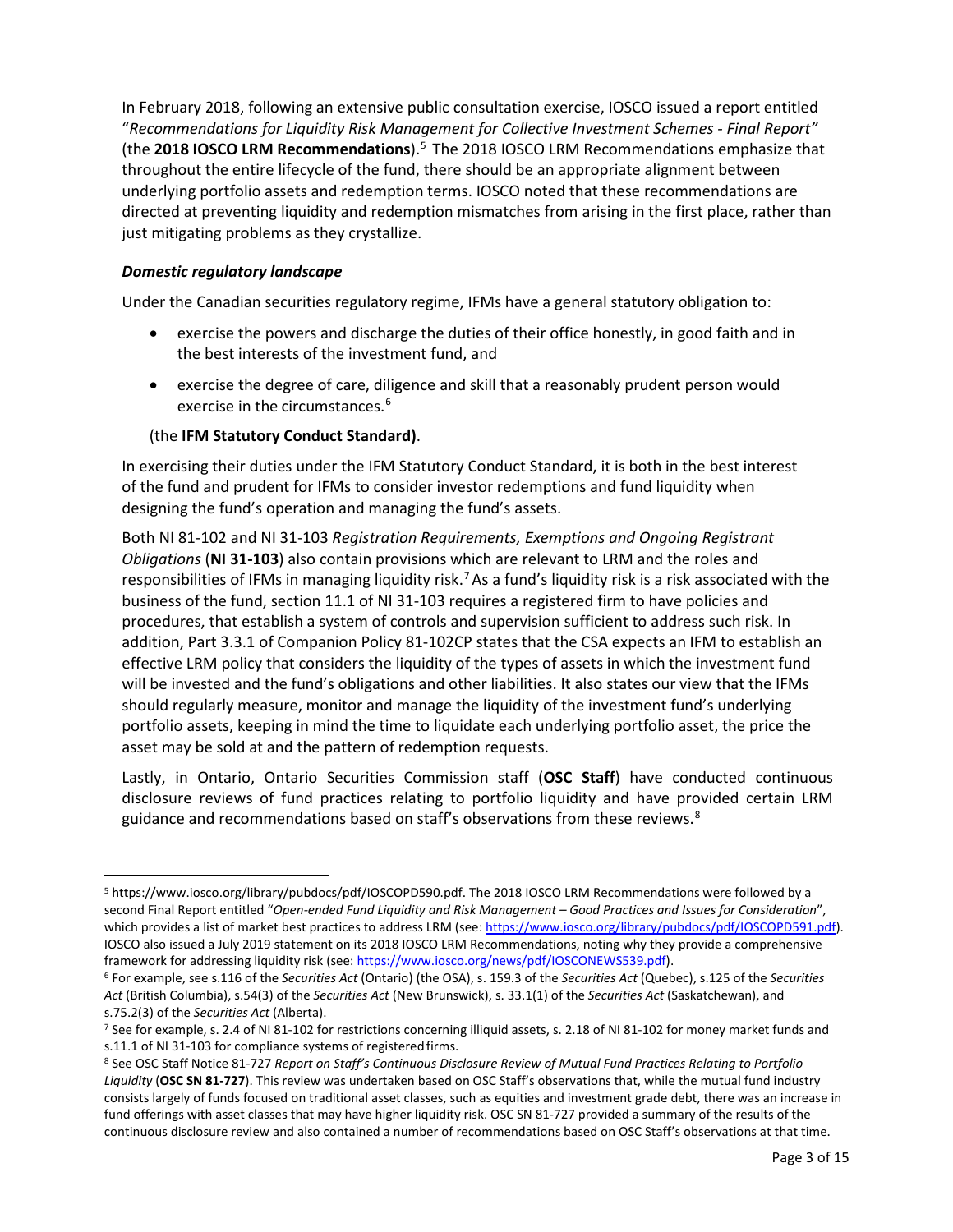In February 2018, following an extensive public consultation exercise, IOSCO issued a report entitled "*Recommendations for Liquidity Risk Management for Collective Investment Schemes - Final Report"* (the **2018 IOSCO LRM Recommendations**).[5] The 2018 IOSCO LRM Recommendations emphasize that throughout the entire lifecycle of the fund, there should be an appropriate alignment between underlying portfolio assets and redemption terms. IOSCO noted that these recommendations are directed at preventing liquidity and redemption mismatches from arising in the first place, rather than just mitigating problems as they crystallize.

### *Domestic regulatory landscape*

Under the Canadian securities regulatory regime, IFMs have a general statutory obligation to:

- exercise the powers and discharge the duties of their office honestly, in good faith and in the best interests of the investment fund, and
- exercise the degree of care, diligence and skill that a reasonably prudent person would exercise in the circumstances.[6]

(the **IFM Statutory Conduct Standard)**.

In exercising their duties under the IFM Statutory Conduct Standard, it is both in the best interest of the fund and prudent for IFMs to consider investor redemptions and fund liquidity when designing the fund's operation and managing the fund's assets.

Both NI 81-102 and NI 31-103 *Registration Requirements, Exemptions and Ongoing Registrant Obligations* (**NI 31-103**) also contain provisions which are relevant to LRM and the roles and responsibilities of IFMs in managing liquidity risk.[7] As a fund's liquidity risk is a risk associated with the business of the fund, section 11.1 of NI 31-103 requires a registered firm to have policies and procedures, that establish a system of controls and supervision sufficient to address such risk. In addition, Part 3.3.1 of Companion Policy 81-102CP states that the CSA expects an IFM to establish an effective LRM policy that considers the liquidity of the types of assets in which the investment fund will be invested and the fund's obligations and other liabilities. It also states our view that the IFMs should regularly measure, monitor and manage the liquidity of the investment fund's underlying portfolio assets, keeping in mind the time to liquidate each underlying portfolio asset, the price the asset may be sold at and the pattern of redemption requests.

Lastly, in Ontario, Ontario Securities Commission staff (**OSC Staff**) have conducted continuous disclosure reviews of fund practices relating to portfolio liquidity and have provided certain LRM guidance and recommendations based on staff's observations from these reviews.[8]

---

[5] https://www.iosco.org/library/pubdocs/pdf/IOSCOPD590.pdf. The 2018 IOSCO LRM Recommendations were followed by a second Final Report entitled "*Open-ended Fund Liquidity and Risk Management – Good Practices and Issues for Consideration*", which provides a list of market best practices to address LRM (see: https://www.iosco.org/library/pubdocs/pdf/IOSCOPD591.pdf). IOSCO also issued a July 2019 statement on its 2018 IOSCO LRM Recommendations, noting why they provide a comprehensive framework for addressing liquidity risk (see: https://www.iosco.org/news/pdf/IOSCONEWS539.pdf).

[6] For example, see s.116 of the *Securities Act* (Ontario) (the OSA), s. 159.3 of the *Securities Act* (Quebec), s.125 of the *Securities Act* (British Columbia), s.54(3) of the *Securities Act* (New Brunswick), s. 33.1(1) of the *Securities Act* (Saskatchewan), and s.75.2(3) of the *Securities Act* (Alberta).

[7] See for example, s. 2.4 of NI 81-102 for restrictions concerning illiquid assets, s. 2.18 of NI 81-102 for money market funds and s.11.1 of NI 31-103 for compliance systems of registered firms.

[8] See OSC Staff Notice 81-727 *Report on Staff's Continuous Disclosure Review of Mutual Fund Practices Relating to Portfolio Liquidity* (**OSC SN 81-727**). This review was undertaken based on OSC Staff's observations that, while the mutual fund industry consists largely of funds focused on traditional asset classes, such as equities and investment grade debt, there was an increase in fund offerings with asset classes that may have higher liquidity risk. OSC SN 81-727 provided a summary of the results of the continuous disclosure review and also contained a number of recommendations based on OSC Staff's observations at that time.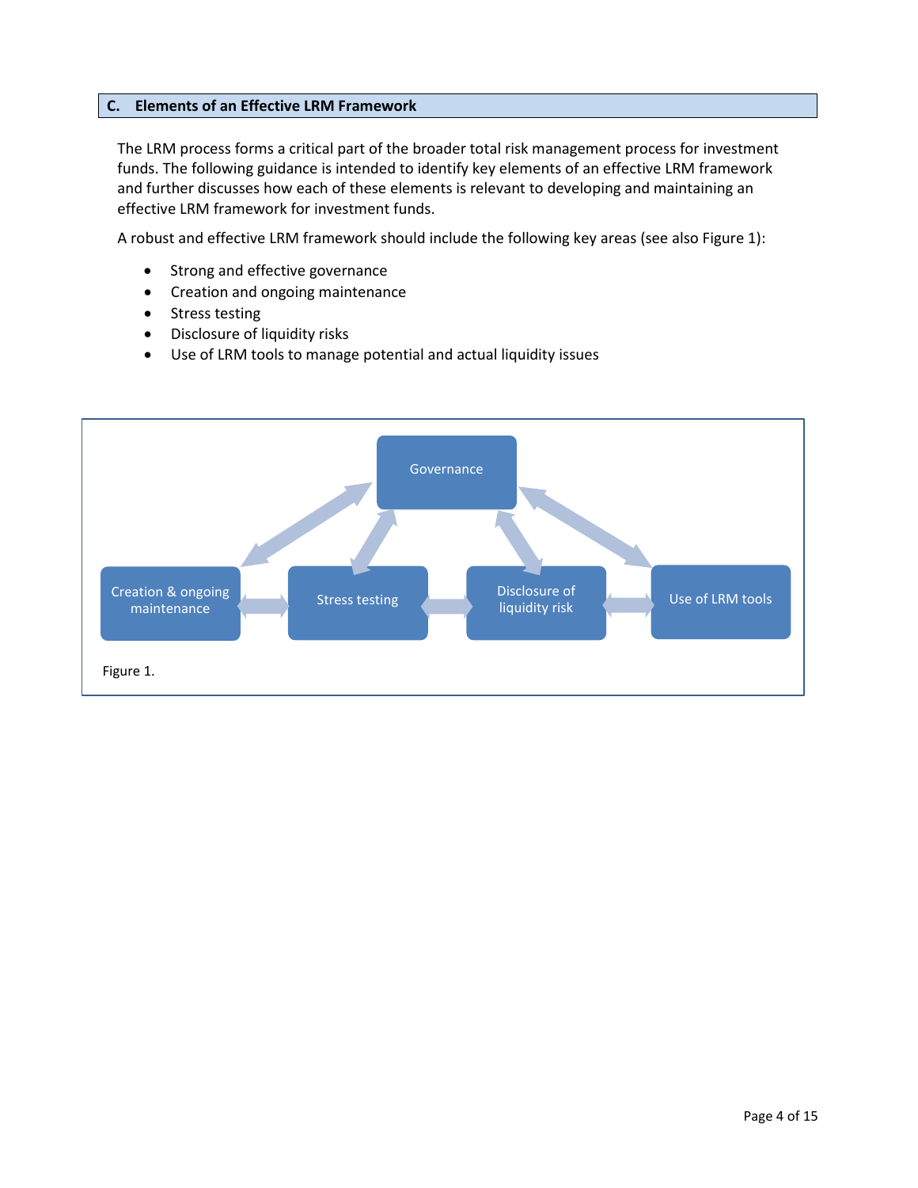## C. Elements of an Effective LRM Framework

The LRM process forms a critical part of the broader total risk management process for investment funds. The following guidance is intended to identify key elements of an effective LRM framework and further discusses how each of these elements is relevant to developing and maintaining an effective LRM framework for investment funds.

A robust and effective LRM framework should include the following key areas (see also Figure 1):

- Strong and effective governance
- Creation and ongoing maintenance
- Stress testing
- Disclosure of liquidity risks
- Use of LRM tools to manage potential and actual liquidity issues

Governance

Creation & ongoing maintenance | Stress testing | Disclosure of liquidity risk | Use of LRM tools

Figure 1.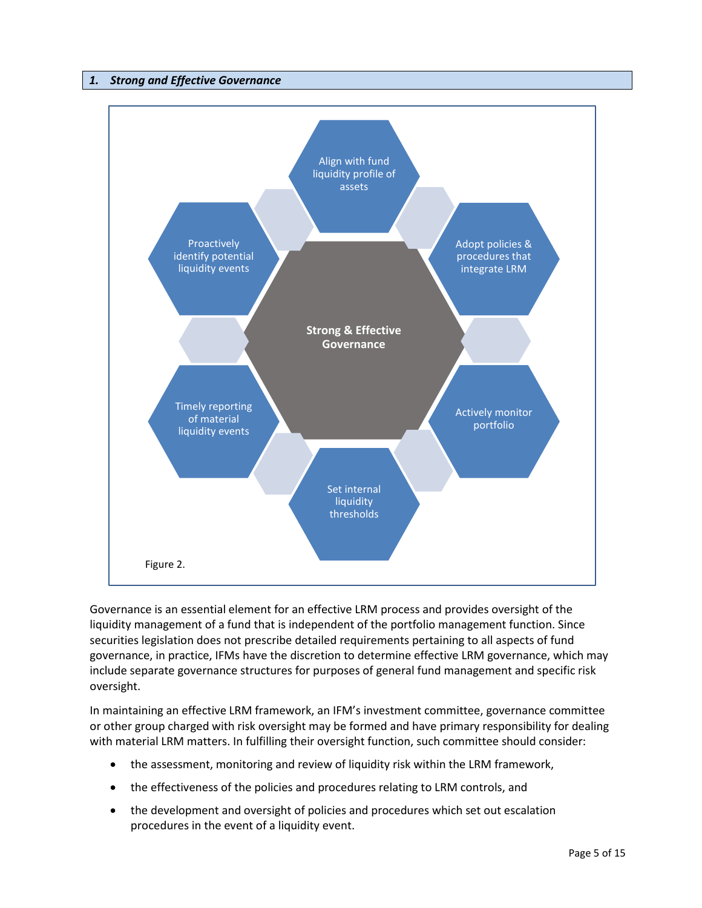## *1. Strong and Effective Governance*

Strong & Effective Governance

Align with fund liquidity profile of assets

Adopt policies & procedures that integrate LRM

Actively monitor portfolio

Set internal liquidity thresholds

Timely reporting of material liquidity events

Proactively identify potential liquidity events

Figure 2.

Governance is an essential element for an effective LRM process and provides oversight of the liquidity management of a fund that is independent of the portfolio management function. Since securities legislation does not prescribe detailed requirements pertaining to all aspects of fund governance, in practice, IFMs have the discretion to determine effective LRM governance, which may include separate governance structures for purposes of general fund management and specific risk oversight.

In maintaining an effective LRM framework, an IFM's investment committee, governance committee or other group charged with risk oversight may be formed and have primary responsibility for dealing with material LRM matters. In fulfilling their oversight function, such committee should consider:

- the assessment, monitoring and review of liquidity risk within the LRM framework,
- the effectiveness of the policies and procedures relating to LRM controls, and
- the development and oversight of policies and procedures which set out escalation procedures in the event of a liquidity event.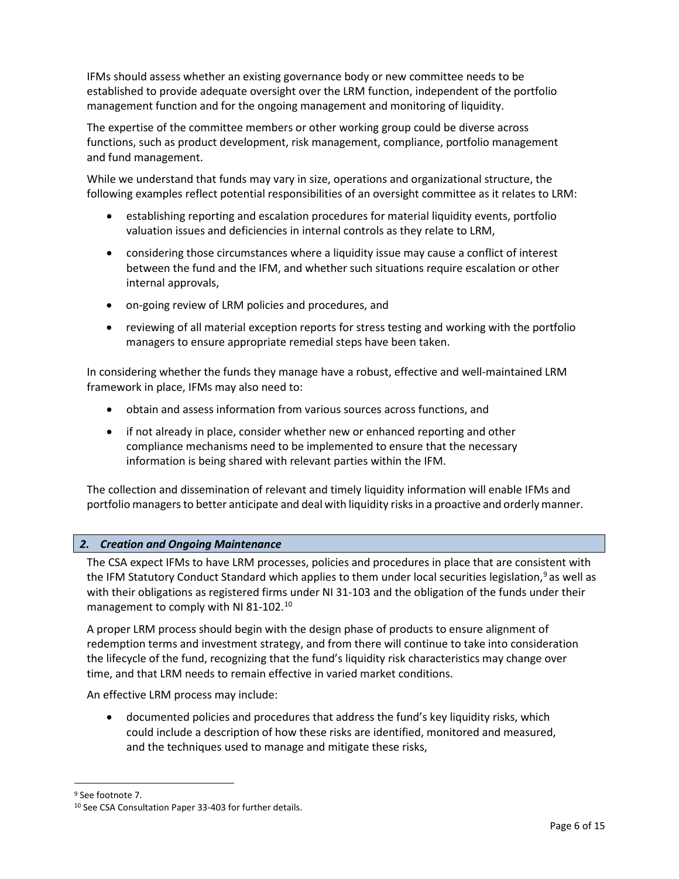IFMs should assess whether an existing governance body or new committee needs to be established to provide adequate oversight over the LRM function, independent of the portfolio management function and for the ongoing management and monitoring of liquidity.

The expertise of the committee members or other working group could be diverse across functions, such as product development, risk management, compliance, portfolio management and fund management.

While we understand that funds may vary in size, operations and organizational structure, the following examples reflect potential responsibilities of an oversight committee as it relates to LRM:

- establishing reporting and escalation procedures for material liquidity events, portfolio valuation issues and deficiencies in internal controls as they relate to LRM,
- considering those circumstances where a liquidity issue may cause a conflict of interest between the fund and the IFM, and whether such situations require escalation or other internal approvals,
- on-going review of LRM policies and procedures, and
- reviewing of all material exception reports for stress testing and working with the portfolio managers to ensure appropriate remedial steps have been taken.

In considering whether the funds they manage have a robust, effective and well-maintained LRM framework in place, IFMs may also need to:

- obtain and assess information from various sources across functions, and
- if not already in place, consider whether new or enhanced reporting and other compliance mechanisms need to be implemented to ensure that the necessary information is being shared with relevant parties within the IFM.

The collection and dissemination of relevant and timely liquidity information will enable IFMs and portfolio managers to better anticipate and deal with liquidity risks in a proactive and orderly manner.

## *2. Creation and Ongoing Maintenance*

The CSA expect IFMs to have LRM processes, policies and procedures in place that are consistent with the IFM Statutory Conduct Standard which applies to them under local securities legislation,[9] as well as with their obligations as registered firms under NI 31-103 and the obligation of the funds under their management to comply with NI 81-102.[10]

A proper LRM process should begin with the design phase of products to ensure alignment of redemption terms and investment strategy, and from there will continue to take into consideration the lifecycle of the fund, recognizing that the fund's liquidity risk characteristics may change over time, and that LRM needs to remain effective in varied market conditions.

An effective LRM process may include:

- documented policies and procedures that address the fund's key liquidity risks, which could include a description of how these risks are identified, monitored and measured, and the techniques used to manage and mitigate these risks,

---

[9] See footnote 7.

[10] See CSA Consultation Paper 33-403 for further details.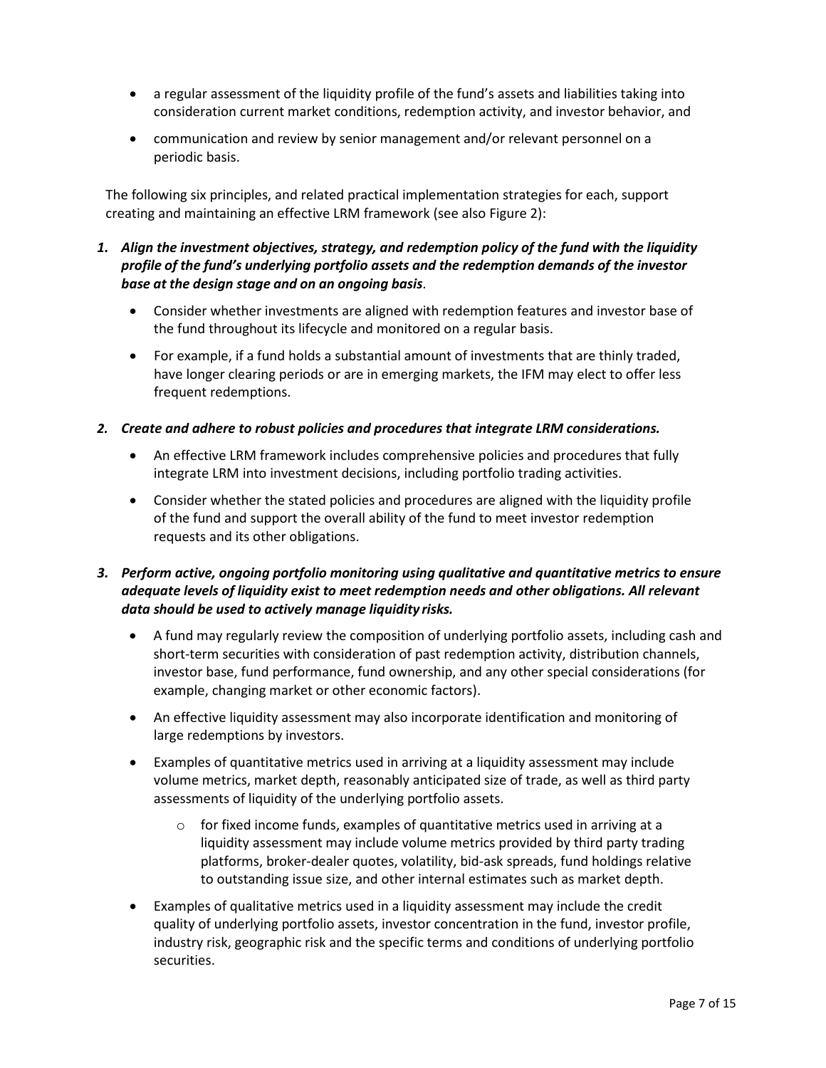- a regular assessment of the liquidity profile of the fund's assets and liabilities taking into consideration current market conditions, redemption activity, and investor behavior, and
- communication and review by senior management and/or relevant personnel on a periodic basis.

The following six principles, and related practical implementation strategies for each, support creating and maintaining an effective LRM framework (see also Figure 2):

1. ***Align the investment objectives, strategy, and redemption policy of the fund with the liquidity profile of the fund's underlying portfolio assets and the redemption demands of the investor base at the design stage and on an ongoing basis*.**
   - Consider whether investments are aligned with redemption features and investor base of the fund throughout its lifecycle and monitored on a regular basis.
   - For example, if a fund holds a substantial amount of investments that are thinly traded, have longer clearing periods or are in emerging markets, the IFM may elect to offer less frequent redemptions.

2. ***Create and adhere to robust policies and procedures that integrate LRM considerations.***
   - An effective LRM framework includes comprehensive policies and procedures that fully integrate LRM into investment decisions, including portfolio trading activities.
   - Consider whether the stated policies and procedures are aligned with the liquidity profile of the fund and support the overall ability of the fund to meet investor redemption requests and its other obligations.

3. ***Perform active, ongoing portfolio monitoring using qualitative and quantitative metrics to ensure adequate levels of liquidity exist to meet redemption needs and other obligations. All relevant data should be used to actively manage liquidity risks.***
   - A fund may regularly review the composition of underlying portfolio assets, including cash and short-term securities with consideration of past redemption activity, distribution channels, investor base, fund performance, fund ownership, and any other special considerations (for example, changing market or other economic factors).
   - An effective liquidity assessment may also incorporate identification and monitoring of large redemptions by investors.
   - Examples of quantitative metrics used in arriving at a liquidity assessment may include volume metrics, market depth, reasonably anticipated size of trade, as well as third party assessments of liquidity of the underlying portfolio assets.
     - for fixed income funds, examples of quantitative metrics used in arriving at a liquidity assessment may include volume metrics provided by third party trading platforms, broker-dealer quotes, volatility, bid-ask spreads, fund holdings relative to outstanding issue size, and other internal estimates such as market depth.
   - Examples of qualitative metrics used in a liquidity assessment may include the credit quality of underlying portfolio assets, investor concentration in the fund, investor profile, industry risk, geographic risk and the specific terms and conditions of underlying portfolio securities.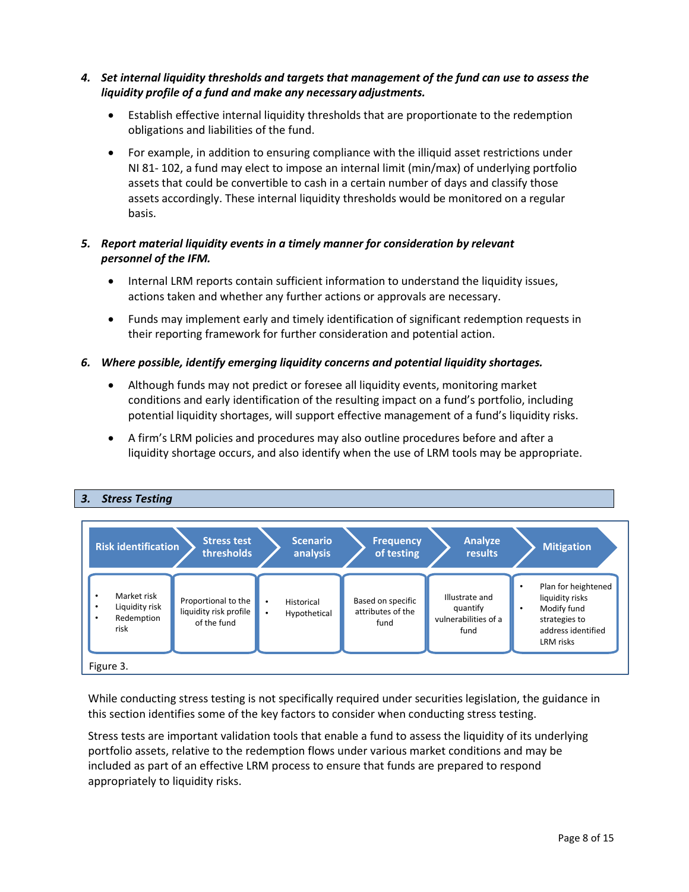4. ***Set internal liquidity thresholds and targets that management of the fund can use to assess the liquidity profile of a fund and make any necessary adjustments.***

    - Establish effective internal liquidity thresholds that are proportionate to the redemption obligations and liabilities of the fund.
    - For example, in addition to ensuring compliance with the illiquid asset restrictions under NI 81- 102, a fund may elect to impose an internal limit (min/max) of underlying portfolio assets that could be convertible to cash in a certain number of days and classify those assets accordingly. These internal liquidity thresholds would be monitored on a regular basis.

5. ***Report material liquidity events in a timely manner for consideration by relevant personnel of the IFM.***

    - Internal LRM reports contain sufficient information to understand the liquidity issues, actions taken and whether any further actions or approvals are necessary.
    - Funds may implement early and timely identification of significant redemption requests in their reporting framework for further consideration and potential action.

6. ***Where possible, identify emerging liquidity concerns and potential liquidity shortages.***

    - Although funds may not predict or foresee all liquidity events, monitoring market conditions and early identification of the resulting impact on a fund's portfolio, including potential liquidity shortages, will support effective management of a fund's liquidity risks.
    - A firm's LRM policies and procedures may also outline procedures before and after a liquidity shortage occurs, and also identify when the use of LRM tools may be appropriate.

## 3. *Stress Testing*

| Risk identification | Stress test thresholds | Scenario analysis | Frequency of testing | Analyze results | Mitigation |
|---|---|---|---|---|---|
| • Market risk<br>• Liquidity risk<br>• Redemption risk | Proportional to the liquidity risk profile of the fund | • Historical<br>• Hypothetical | Based on specific attributes of the fund | Illustrate and quantify vulnerabilities of a fund | • Plan for heightened liquidity risks<br>• Modify fund strategies to address identified LRM risks |

Figure 3.

While conducting stress testing is not specifically required under securities legislation, the guidance in this section identifies some of the key factors to consider when conducting stress testing.

Stress tests are important validation tools that enable a fund to assess the liquidity of its underlying portfolio assets, relative to the redemption flows under various market conditions and may be included as part of an effective LRM process to ensure that funds are prepared to respond appropriately to liquidity risks.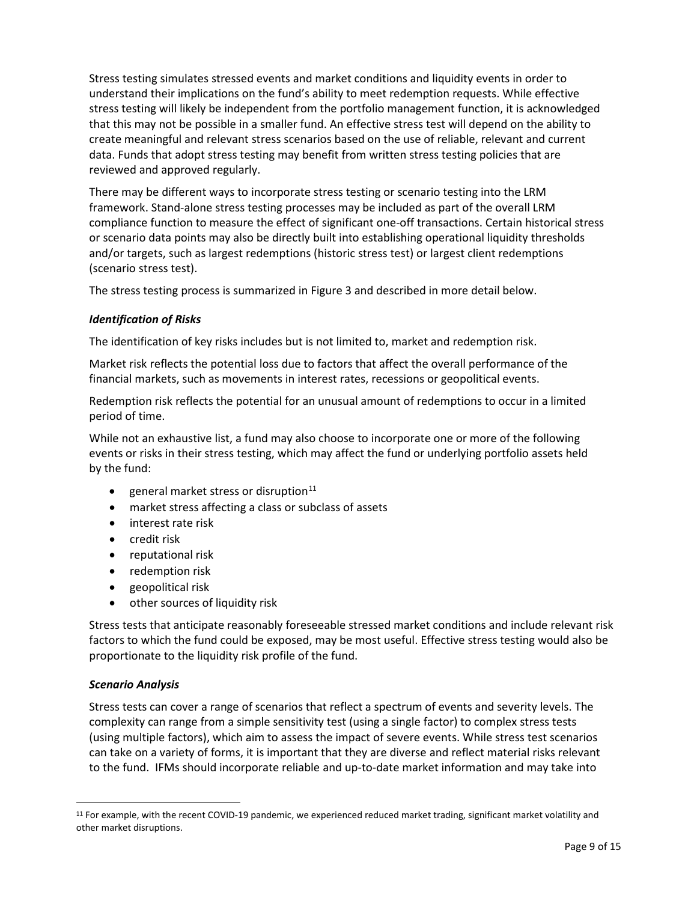Stress testing simulates stressed events and market conditions and liquidity events in order to understand their implications on the fund's ability to meet redemption requests. While effective stress testing will likely be independent from the portfolio management function, it is acknowledged that this may not be possible in a smaller fund. An effective stress test will depend on the ability to create meaningful and relevant stress scenarios based on the use of reliable, relevant and current data. Funds that adopt stress testing may benefit from written stress testing policies that are reviewed and approved regularly.

There may be different ways to incorporate stress testing or scenario testing into the LRM framework. Stand-alone stress testing processes may be included as part of the overall LRM compliance function to measure the effect of significant one-off transactions. Certain historical stress or scenario data points may also be directly built into establishing operational liquidity thresholds and/or targets, such as largest redemptions (historic stress test) or largest client redemptions (scenario stress test).

The stress testing process is summarized in Figure 3 and described in more detail below.

### *Identification of Risks*

The identification of key risks includes but is not limited to, market and redemption risk.

Market risk reflects the potential loss due to factors that affect the overall performance of the financial markets, such as movements in interest rates, recessions or geopolitical events.

Redemption risk reflects the potential for an unusual amount of redemptions to occur in a limited period of time.

While not an exhaustive list, a fund may also choose to incorporate one or more of the following events or risks in their stress testing, which may affect the fund or underlying portfolio assets held by the fund:

- general market stress or disruption[11]
- market stress affecting a class or subclass of assets
- interest rate risk
- credit risk
- reputational risk
- redemption risk
- geopolitical risk
- other sources of liquidity risk

Stress tests that anticipate reasonably foreseeable stressed market conditions and include relevant risk factors to which the fund could be exposed, may be most useful. Effective stress testing would also be proportionate to the liquidity risk profile of the fund.

### *Scenario Analysis*

Stress tests can cover a range of scenarios that reflect a spectrum of events and severity levels. The complexity can range from a simple sensitivity test (using a single factor) to complex stress tests (using multiple factors), which aim to assess the impact of severe events. While stress test scenarios can take on a variety of forms, it is important that they are diverse and reflect material risks relevant to the fund. IFMs should incorporate reliable and up-to-date market information and may take into

[11] For example, with the recent COVID-19 pandemic, we experienced reduced market trading, significant market volatility and other market disruptions.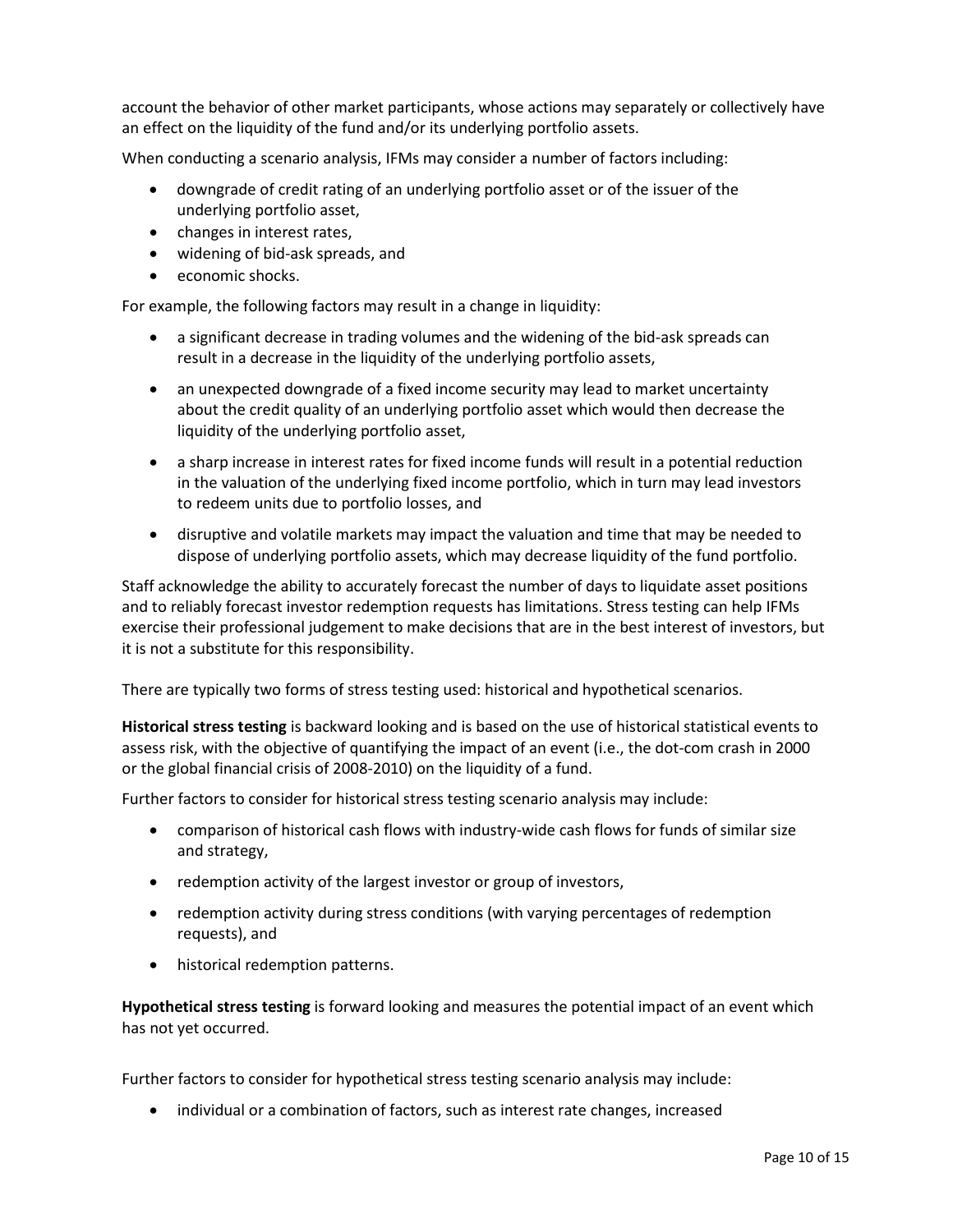account the behavior of other market participants, whose actions may separately or collectively have an effect on the liquidity of the fund and/or its underlying portfolio assets.

When conducting a scenario analysis, IFMs may consider a number of factors including:

- downgrade of credit rating of an underlying portfolio asset or of the issuer of the underlying portfolio asset,
- changes in interest rates,
- widening of bid-ask spreads, and
- economic shocks.

For example, the following factors may result in a change in liquidity:

- a significant decrease in trading volumes and the widening of the bid-ask spreads can result in a decrease in the liquidity of the underlying portfolio assets,
- an unexpected downgrade of a fixed income security may lead to market uncertainty about the credit quality of an underlying portfolio asset which would then decrease the liquidity of the underlying portfolio asset,
- a sharp increase in interest rates for fixed income funds will result in a potential reduction in the valuation of the underlying fixed income portfolio, which in turn may lead investors to redeem units due to portfolio losses, and
- disruptive and volatile markets may impact the valuation and time that may be needed to dispose of underlying portfolio assets, which may decrease liquidity of the fund portfolio.

Staff acknowledge the ability to accurately forecast the number of days to liquidate asset positions and to reliably forecast investor redemption requests has limitations. Stress testing can help IFMs exercise their professional judgement to make decisions that are in the best interest of investors, but it is not a substitute for this responsibility.

There are typically two forms of stress testing used: historical and hypothetical scenarios.

**Historical stress testing** is backward looking and is based on the use of historical statistical events to assess risk, with the objective of quantifying the impact of an event (i.e., the dot-com crash in 2000 or the global financial crisis of 2008-2010) on the liquidity of a fund.

Further factors to consider for historical stress testing scenario analysis may include:

- comparison of historical cash flows with industry-wide cash flows for funds of similar size and strategy,
- redemption activity of the largest investor or group of investors,
- redemption activity during stress conditions (with varying percentages of redemption requests), and
- historical redemption patterns.

**Hypothetical stress testing** is forward looking and measures the potential impact of an event which has not yet occurred.

Further factors to consider for hypothetical stress testing scenario analysis may include:

- individual or a combination of factors, such as interest rate changes, increased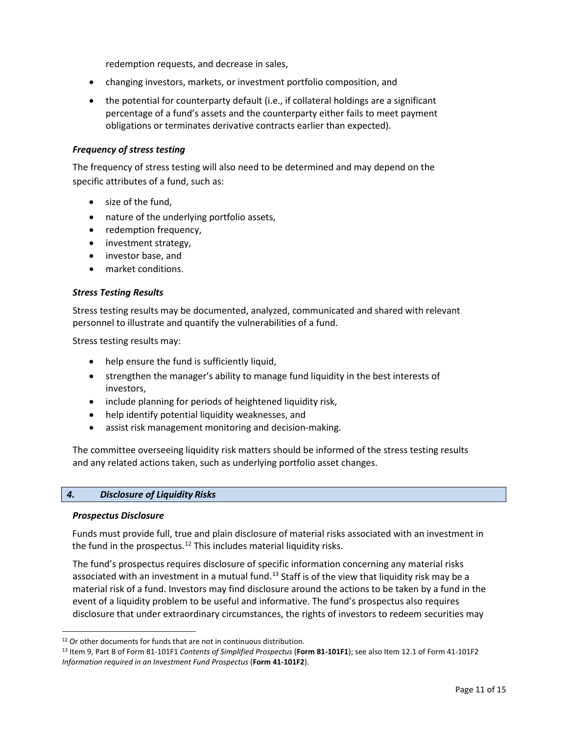redemption requests, and decrease in sales,

- changing investors, markets, or investment portfolio composition, and
- the potential for counterparty default (i.e., if collateral holdings are a significant percentage of a fund's assets and the counterparty either fails to meet payment obligations or terminates derivative contracts earlier than expected).

### *Frequency of stress testing*

The frequency of stress testing will also need to be determined and may depend on the specific attributes of a fund, such as:

- size of the fund,
- nature of the underlying portfolio assets,
- redemption frequency,
- investment strategy,
- investor base, and
- market conditions.

### *Stress Testing Results*

Stress testing results may be documented, analyzed, communicated and shared with relevant personnel to illustrate and quantify the vulnerabilities of a fund.

Stress testing results may:

- help ensure the fund is sufficiently liquid,
- strengthen the manager's ability to manage fund liquidity in the best interests of investors,
- include planning for periods of heightened liquidity risk,
- help identify potential liquidity weaknesses, and
- assist risk management monitoring and decision-making.

The committee overseeing liquidity risk matters should be informed of the stress testing results and any related actions taken, such as underlying portfolio asset changes.

## *4. Disclosure of Liquidity Risks*

### *Prospectus Disclosure*

Funds must provide full, true and plain disclosure of material risks associated with an investment in the fund in the prospectus.[12] This includes material liquidity risks.

The fund's prospectus requires disclosure of specific information concerning any material risks associated with an investment in a mutual fund.[13] Staff is of the view that liquidity risk may be a material risk of a fund. Investors may find disclosure around the actions to be taken by a fund in the event of a liquidity problem to be useful and informative. The fund's prospectus also requires disclosure that under extraordinary circumstances, the rights of investors to redeem securities may

---

[12] Or other documents for funds that are not in continuous distribution.

[13] Item 9, Part B of Form 81-101F1 *Contents of Simplified Prospectus* (**Form 81-101F1**); see also Item 12.1 of Form 41-101F2 *Information required in an Investment Fund Prospectus* (**Form 41-101F2**).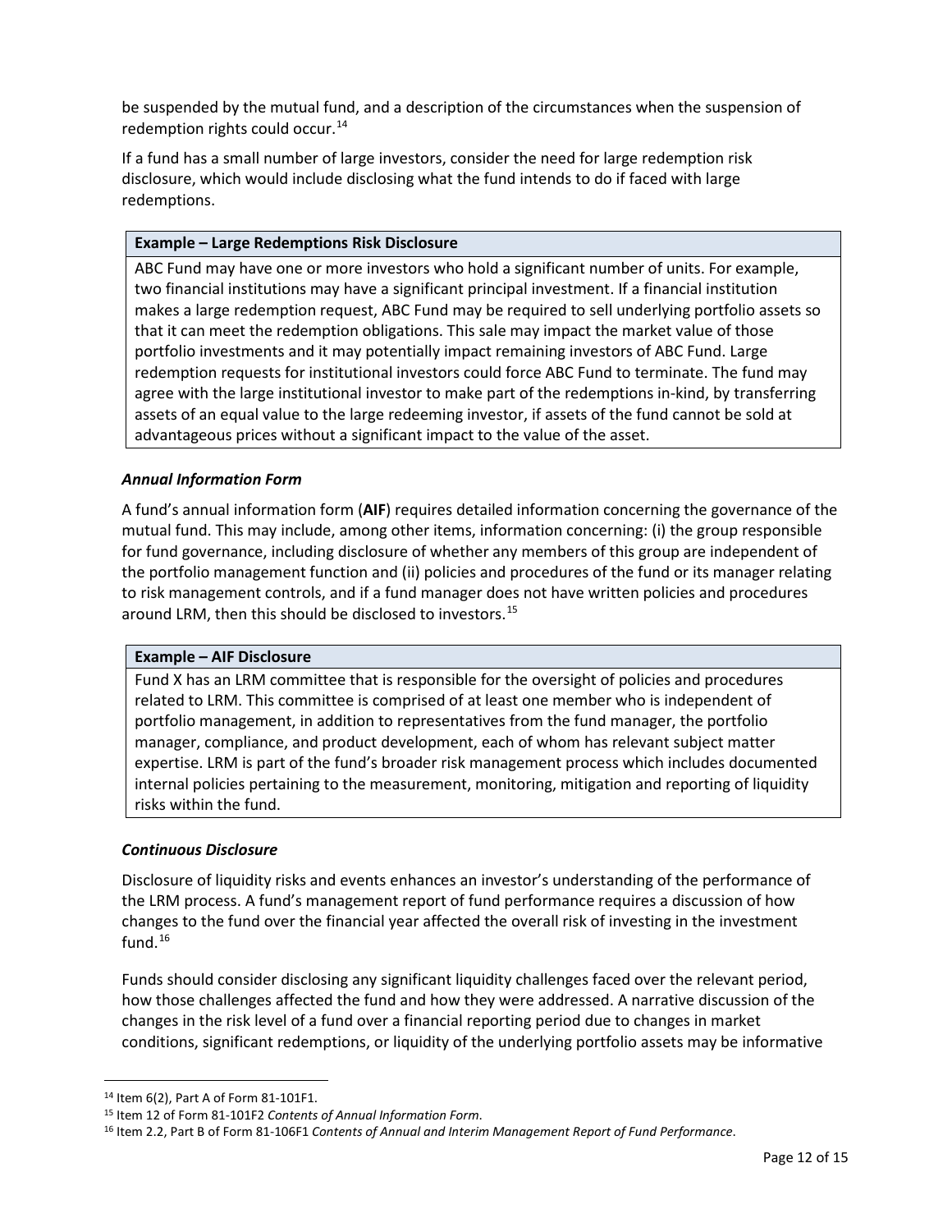be suspended by the mutual fund, and a description of the circumstances when the suspension of redemption rights could occur.[14]

If a fund has a small number of large investors, consider the need for large redemption risk disclosure, which would include disclosing what the fund intends to do if faced with large redemptions.

| **Example – Large Redemptions Risk Disclosure** |
| --- |
| ABC Fund may have one or more investors who hold a significant number of units. For example, two financial institutions may have a significant principal investment. If a financial institution makes a large redemption request, ABC Fund may be required to sell underlying portfolio assets so that it can meet the redemption obligations. This sale may impact the market value of those portfolio investments and it may potentially impact remaining investors of ABC Fund. Large redemption requests for institutional investors could force ABC Fund to terminate. The fund may agree with the large institutional investor to make part of the redemptions in-kind, by transferring assets of an equal value to the large redeeming investor, if assets of the fund cannot be sold at advantageous prices without a significant impact to the value of the asset. |

### *Annual Information Form*

A fund's annual information form (**AIF**) requires detailed information concerning the governance of the mutual fund. This may include, among other items, information concerning: (i) the group responsible for fund governance, including disclosure of whether any members of this group are independent of the portfolio management function and (ii) policies and procedures of the fund or its manager relating to risk management controls, and if a fund manager does not have written policies and procedures around LRM, then this should be disclosed to investors.[15]

| **Example – AIF Disclosure** |
| --- |
| Fund X has an LRM committee that is responsible for the oversight of policies and procedures related to LRM. This committee is comprised of at least one member who is independent of portfolio management, in addition to representatives from the fund manager, the portfolio manager, compliance, and product development, each of whom has relevant subject matter expertise. LRM is part of the fund's broader risk management process which includes documented internal policies pertaining to the measurement, monitoring, mitigation and reporting of liquidity risks within the fund. |

### *Continuous Disclosure*

Disclosure of liquidity risks and events enhances an investor's understanding of the performance of the LRM process. A fund's management report of fund performance requires a discussion of how changes to the fund over the financial year affected the overall risk of investing in the investment fund.[16]

Funds should consider disclosing any significant liquidity challenges faced over the relevant period, how those challenges affected the fund and how they were addressed. A narrative discussion of the changes in the risk level of a fund over a financial reporting period due to changes in market conditions, significant redemptions, or liquidity of the underlying portfolio assets may be informative

---

[14] Item 6(2), Part A of Form 81-101F1.

[15] Item 12 of Form 81-101F2 *Contents of Annual Information Form*.

[16] Item 2.2, Part B of Form 81-106F1 *Contents of Annual and Interim Management Report of Fund Performance*.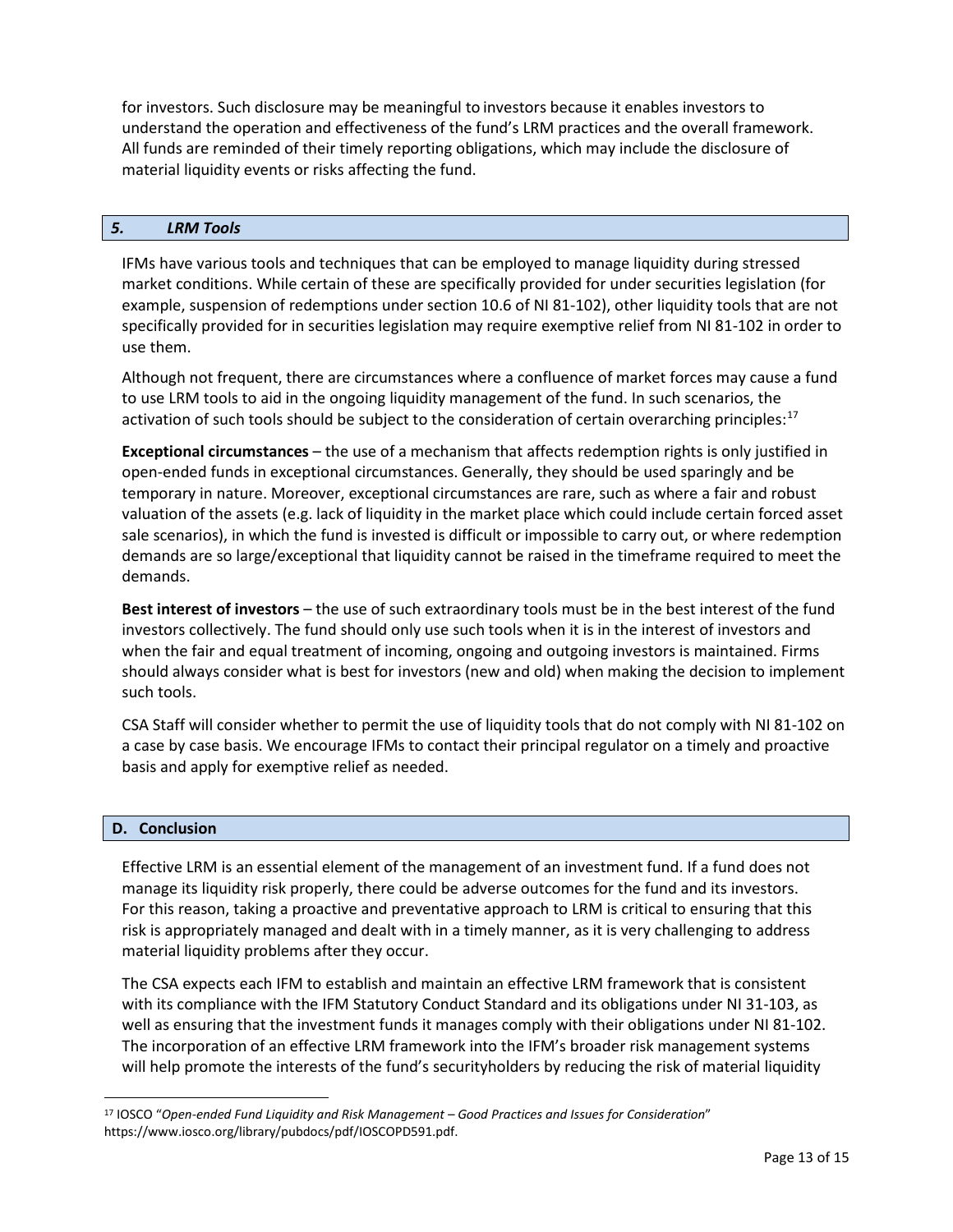for investors. Such disclosure may be meaningful to investors because it enables investors to understand the operation and effectiveness of the fund's LRM practices and the overall framework. All funds are reminded of their timely reporting obligations, which may include the disclosure of material liquidity events or risks affecting the fund.

### *5. LRM Tools*

IFMs have various tools and techniques that can be employed to manage liquidity during stressed market conditions. While certain of these are specifically provided for under securities legislation (for example, suspension of redemptions under section 10.6 of NI 81-102), other liquidity tools that are not specifically provided for in securities legislation may require exemptive relief from NI 81-102 in order to use them.

Although not frequent, there are circumstances where a confluence of market forces may cause a fund to use LRM tools to aid in the ongoing liquidity management of the fund. In such scenarios, the activation of such tools should be subject to the consideration of certain overarching principles:[17]

**Exceptional circumstances** – the use of a mechanism that affects redemption rights is only justified in open-ended funds in exceptional circumstances. Generally, they should be used sparingly and be temporary in nature. Moreover, exceptional circumstances are rare, such as where a fair and robust valuation of the assets (e.g. lack of liquidity in the market place which could include certain forced asset sale scenarios), in which the fund is invested is difficult or impossible to carry out, or where redemption demands are so large/exceptional that liquidity cannot be raised in the timeframe required to meet the demands.

**Best interest of investors** – the use of such extraordinary tools must be in the best interest of the fund investors collectively. The fund should only use such tools when it is in the interest of investors and when the fair and equal treatment of incoming, ongoing and outgoing investors is maintained. Firms should always consider what is best for investors (new and old) when making the decision to implement such tools.

CSA Staff will consider whether to permit the use of liquidity tools that do not comply with NI 81-102 on a case by case basis. We encourage IFMs to contact their principal regulator on a timely and proactive basis and apply for exemptive relief as needed.

## D. Conclusion

Effective LRM is an essential element of the management of an investment fund. If a fund does not manage its liquidity risk properly, there could be adverse outcomes for the fund and its investors. For this reason, taking a proactive and preventative approach to LRM is critical to ensuring that this risk is appropriately managed and dealt with in a timely manner, as it is very challenging to address material liquidity problems after they occur.

The CSA expects each IFM to establish and maintain an effective LRM framework that is consistent with its compliance with the IFM Statutory Conduct Standard and its obligations under NI 31-103, as well as ensuring that the investment funds it manages comply with their obligations under NI 81-102. The incorporation of an effective LRM framework into the IFM's broader risk management systems will help promote the interests of the fund's securityholders by reducing the risk of material liquidity

---

[17] IOSCO "*Open-ended Fund Liquidity and Risk Management – Good Practices and Issues for Consideration*" https://www.iosco.org/library/pubdocs/pdf/IOSCOPD591.pdf.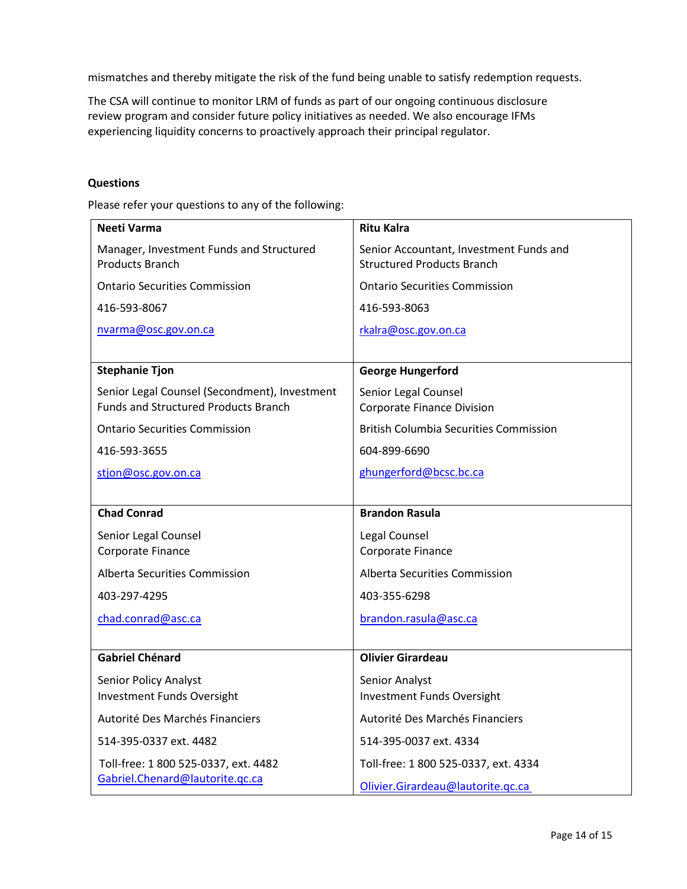mismatches and thereby mitigate the risk of the fund being unable to satisfy redemption requests.

The CSA will continue to monitor LRM of funds as part of our ongoing continuous disclosure review program and consider future policy initiatives as needed. We also encourage IFMs experiencing liquidity concerns to proactively approach their principal regulator.

**Questions**

Please refer your questions to any of the following:

| | |
|---|---|
| **Neeti Varma**<br>Manager, Investment Funds and Structured Products Branch<br>Ontario Securities Commission<br>416-593-8067<br>nvarma@osc.gov.on.ca | **Ritu Kalra**<br>Senior Accountant, Investment Funds and Structured Products Branch<br>Ontario Securities Commission<br>416-593-8063<br>rkalra@osc.gov.on.ca |
| **Stephanie Tjon**<br>Senior Legal Counsel (Secondment), Investment Funds and Structured Products Branch<br>Ontario Securities Commission<br>416-593-3655<br>stjon@osc.gov.on.ca | **George Hungerford**<br>Senior Legal Counsel<br>Corporate Finance Division<br>British Columbia Securities Commission<br>604-899-6690<br>ghungerford@bcsc.bc.ca |
| **Chad Conrad**<br>Senior Legal Counsel<br>Corporate Finance<br>Alberta Securities Commission<br>403-297-4295<br>chad.conrad@asc.ca | **Brandon Rasula**<br>Legal Counsel<br>Corporate Finance<br>Alberta Securities Commission<br>403-355-6298<br>brandon.rasula@asc.ca |
| **Gabriel Chénard**<br>Senior Policy Analyst<br>Investment Funds Oversight<br>Autorité Des Marchés Financiers<br>514-395-0337 ext. 4482<br>Toll-free: 1 800 525-0337, ext. 4482<br>Gabriel.Chenard@lautorite.qc.ca | **Olivier Girardeau**<br>Senior Analyst<br>Investment Funds Oversight<br>Autorité Des Marchés Financiers<br>514-395-0037 ext. 4334<br>Toll-free: 1 800 525-0337, ext. 4334<br>Olivier.Girardeau@lautorite.qc.ca |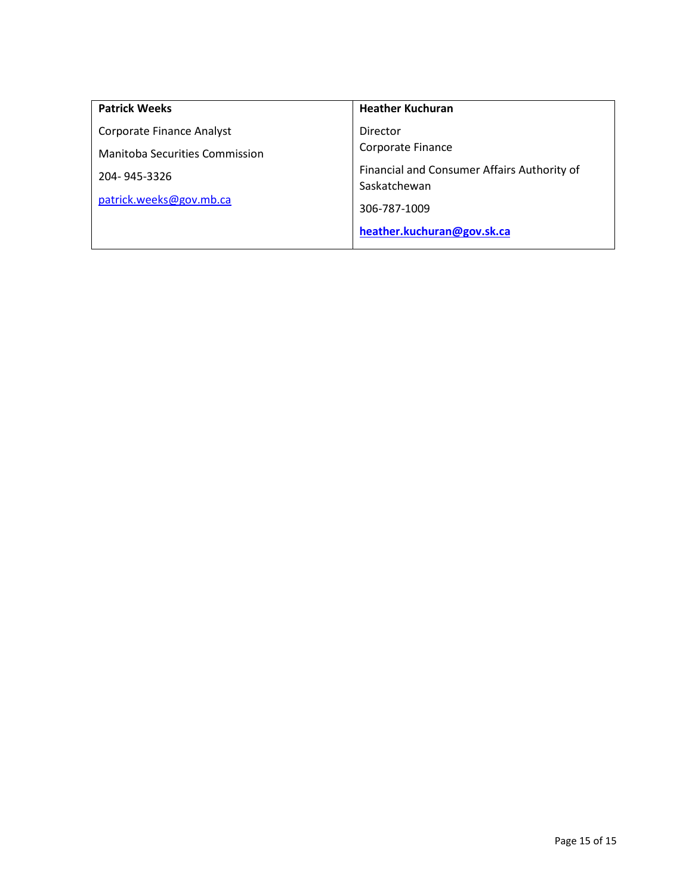| | |
|---|---|
| **Patrick Weeks**<br>Corporate Finance Analyst<br>Manitoba Securities Commission<br>204- 945-3326<br>patrick.weeks@gov.mb.ca | **Heather Kuchuran**<br>Director<br>Corporate Finance<br>Financial and Consumer Affairs Authority of Saskatchewan<br>306-787-1009<br>**heather.kuchuran@gov.sk.ca** |